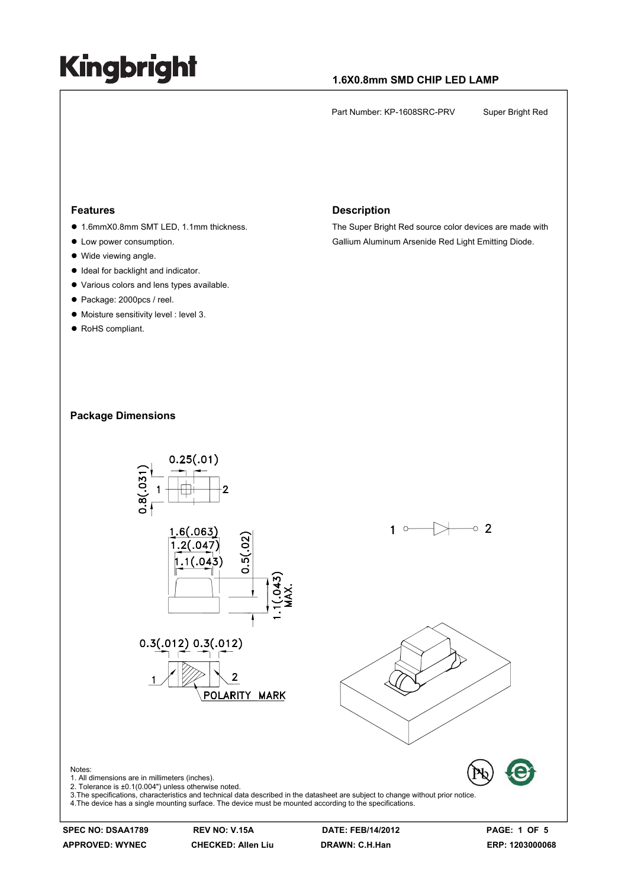# Kingbright

**1.6X0.8mm SMD CHIP LED LAMP**

Part Number: KP-1608SRC-PRV Super Bright Red

## Features

- 1.6mmX0.8mm SMT LED, 1.1mm thickness.
- Low power consumption.
- Wide viewing angle.
- Ideal for backlight and indicator.
- Various colors and lens types available.
- Package: 2000pcs / reel.
- Moisture sensitivity level : level 3.
- RoHS compliant.

## Description

The Super Bright Red source color devices are made with Gallium Aluminum Arsenide Red Light Emitting Diode.

## Package Dimensions

Notes:
1. All dimensions are in millimeters (inches).
2. Tolerance is ±0.1(0.004") unless otherwise noted.
3. The specifications, characteristics and technical data described in the datasheet are subject to change without prior notice.
4. The device has a single mounting surface. The device must be mounted according to the specifications.

| SPEC NO: DSAA1789 | REV NO: V.15A | DATE: FEB/14/2012 | |
|---|---|---|---|
| APPROVED: WYNEC | CHECKED: Allen Liu | DRAWN: C.H.Han | ERP: 1203000068 |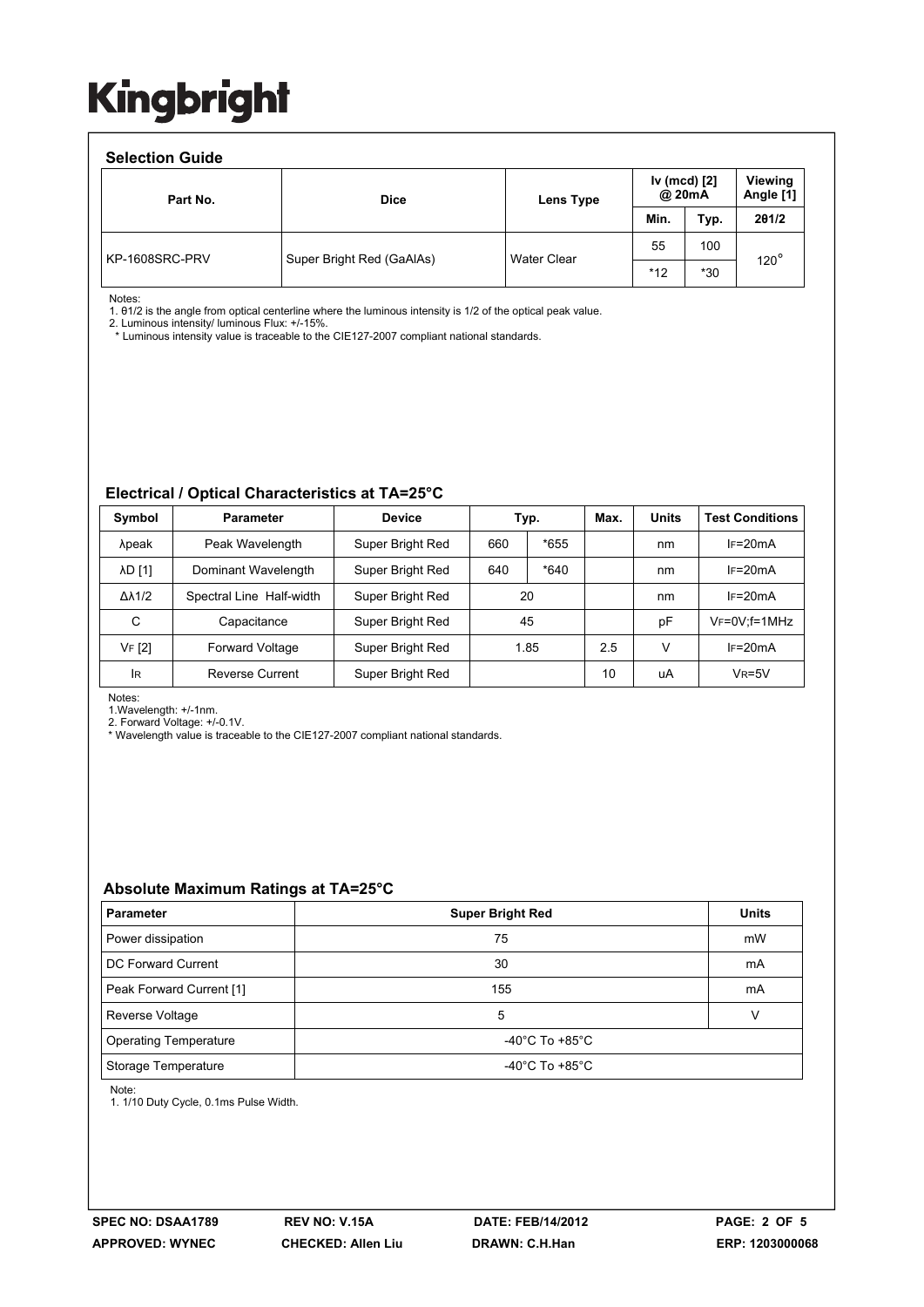## Selection Guide

| Part No. | Dice | Lens Type | Iv (mcd) [2] @ 20mA | | Viewing Angle [1] |
|---|---|---|---|---|---|
| | | | Min. | Typ. | 2θ1/2 |
| KP-1608SRC-PRV | Super Bright Red (GaAlAs) | Water Clear | 55 | 100 | 120° |
| | | | *12 | *30 | |

Notes:
1. θ1/2 is the angle from optical centerline where the luminous intensity is 1/2 of the optical peak value.
2. Luminous intensity/ luminous Flux: +/-15%.
* Luminous intensity value is traceable to the CIE127-2007 compliant national standards.

## Electrical / Optical Characteristics at TA=25°C

| Symbol | Parameter | Device | Typ. | | Max. | Units | Test Conditions |
|---|---|---|---|---|---|---|---|
| λpeak | Peak Wavelength | Super Bright Red | 660 | *655 | | nm | IF=20mA |
| λD [1] | Dominant Wavelength | Super Bright Red | 640 | *640 | | nm | IF=20mA |
| Δλ1/2 | Spectral Line Half-width | Super Bright Red | 20 | | | nm | IF=20mA |
| C | Capacitance | Super Bright Red | 45 | | | pF | VF=0V;f=1MHz |
| VF [2] | Forward Voltage | Super Bright Red | 1.85 | | 2.5 | V | IF=20mA |
| IR | Reverse Current | Super Bright Red | | | 10 | uA | VR=5V |

Notes:
1.Wavelength: +/-1nm.
2. Forward Voltage: +/-0.1V.
* Wavelength value is traceable to the CIE127-2007 compliant national standards.

## Absolute Maximum Ratings at TA=25°C

| Parameter | Super Bright Red | Units |
|---|---|---|
| Power dissipation | 75 | mW |
| DC Forward Current | 30 | mA |
| Peak Forward Current [1] | 155 | mA |
| Reverse Voltage | 5 | V |
| Operating Temperature | -40°C To +85°C | |
| Storage Temperature | -40°C To +85°C | |

Note:
1. 1/10 Duty Cycle, 0.1ms Pulse Width.

SPEC NO: DSAA1789 REV NO: V.15A DATE: FEB/14/2012
APPROVED: WYNEC CHECKED: Allen Liu DRAWN: C.H.Han ERP: 1203000068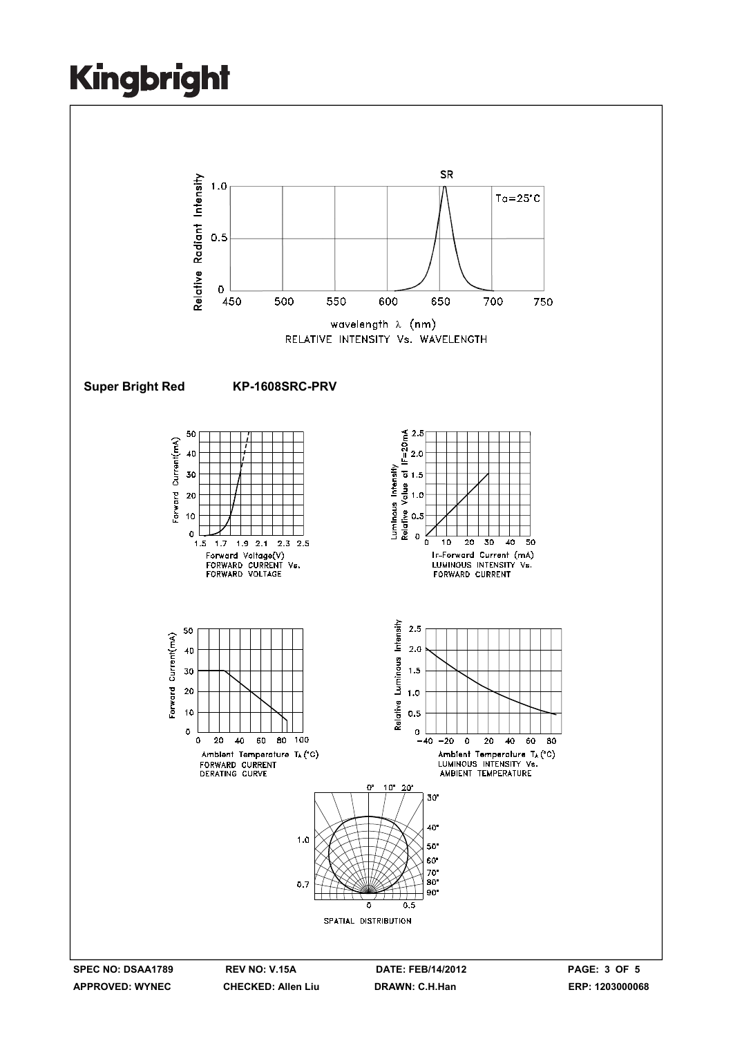**Super Bright Red KP-1608SRC-PRV**

RELATIVE INTENSITY Vs. WAVELENGTH

FORWARD CURRENT Vs. FORWARD VOLTAGE

LUMINOUS INTENSITY Vs. FORWARD CURRENT

FORWARD CURRENT DERATING CURVE

LUMINOUS INTENSITY Vs. AMBIENT TEMPERATURE

SPATIAL DISTRIBUTION

| SPEC NO: DSAA1789 | REV NO: V.15A | DATE: FEB/14/2012 | PAGE: 3 OF 5 |
|---|---|---|---|
| APPROVED: WYNEC | CHECKED: Allen Liu | DRAWN: C.H.Han | ERP: 1203000068 |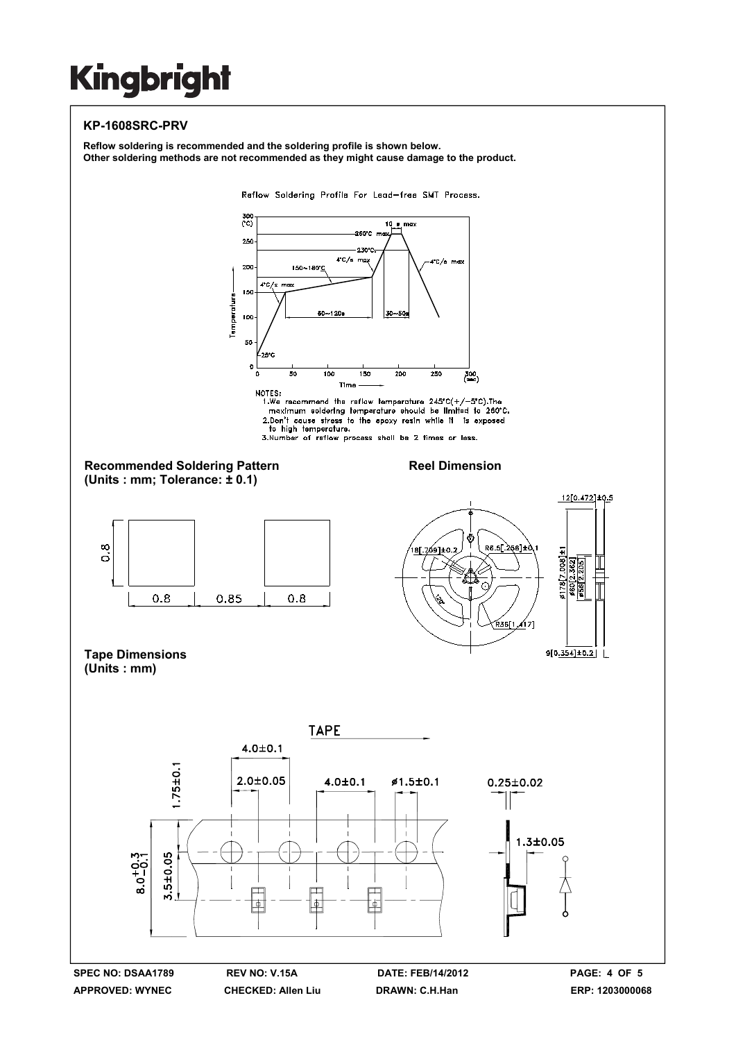# Kingbright

## KP-1608SRC-PRV

**Reflow soldering is recommended and the soldering profile is shown below.**
**Other soldering methods are not recommended as they might cause damage to the product.**

Reflow Soldering Profile For Lead-free SMT Process.

NOTES:
1. We recommend the reflow temperature 245°C(+/-5°C). The maximum soldering temperature should be limited to 260°C.
2. Don't cause stress to the epoxy resin while it is exposed to high temperature.
3. Number of reflow process shall be 2 times or less.

### Recommended Soldering Pattern
**(Units : mm; Tolerance: ± 0.1)**

### Reel Dimension

### Tape Dimensions
**(Units : mm)**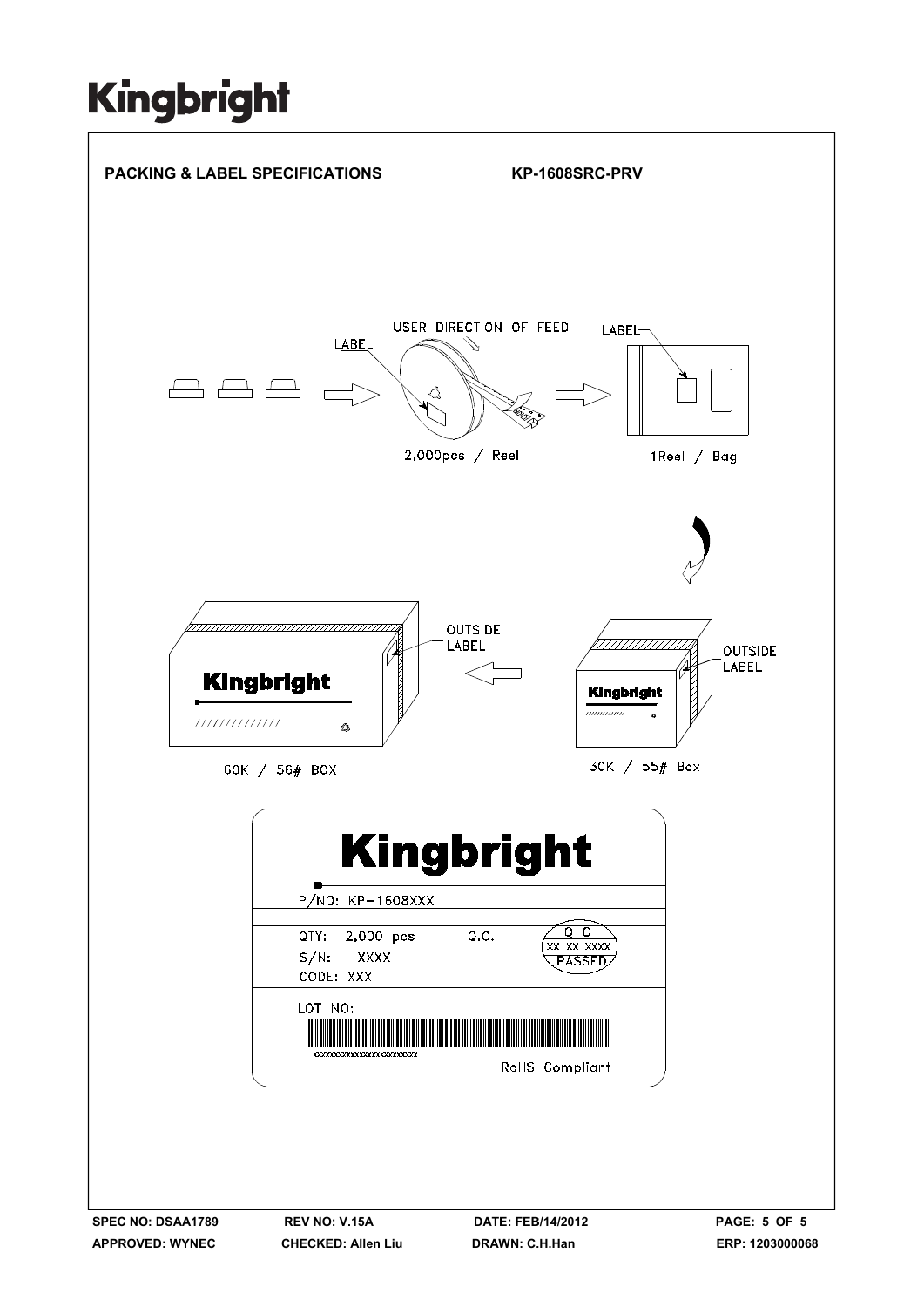## PACKING & LABEL SPECIFICATIONS

**KP-1608SRC-PRV**

USER DIRECTION OF FEED

LABEL

LABEL

2,000pcs / Reel

1Reel / Bag

OUTSIDE LABEL

OUTSIDE LABEL

Kingbright

Kingbright

60K / 56# BOX

30K / 55# Box

Kingbright

P/NO: KP-1608XXX

QTY: 2,000 pcs

Q.C.

Q C
XX XX XXXX
PASSED

S/N: XXXX

CODE: XXX

LOT NO:

RoHS Compliant

SPEC NO: DSAA1789 | REV NO: V.15A | DATE: FEB/14/2012 | APPROVED: WYNEC | CHECKED: Allen Liu | DRAWN: C.H.Han | ERP: 1203000068